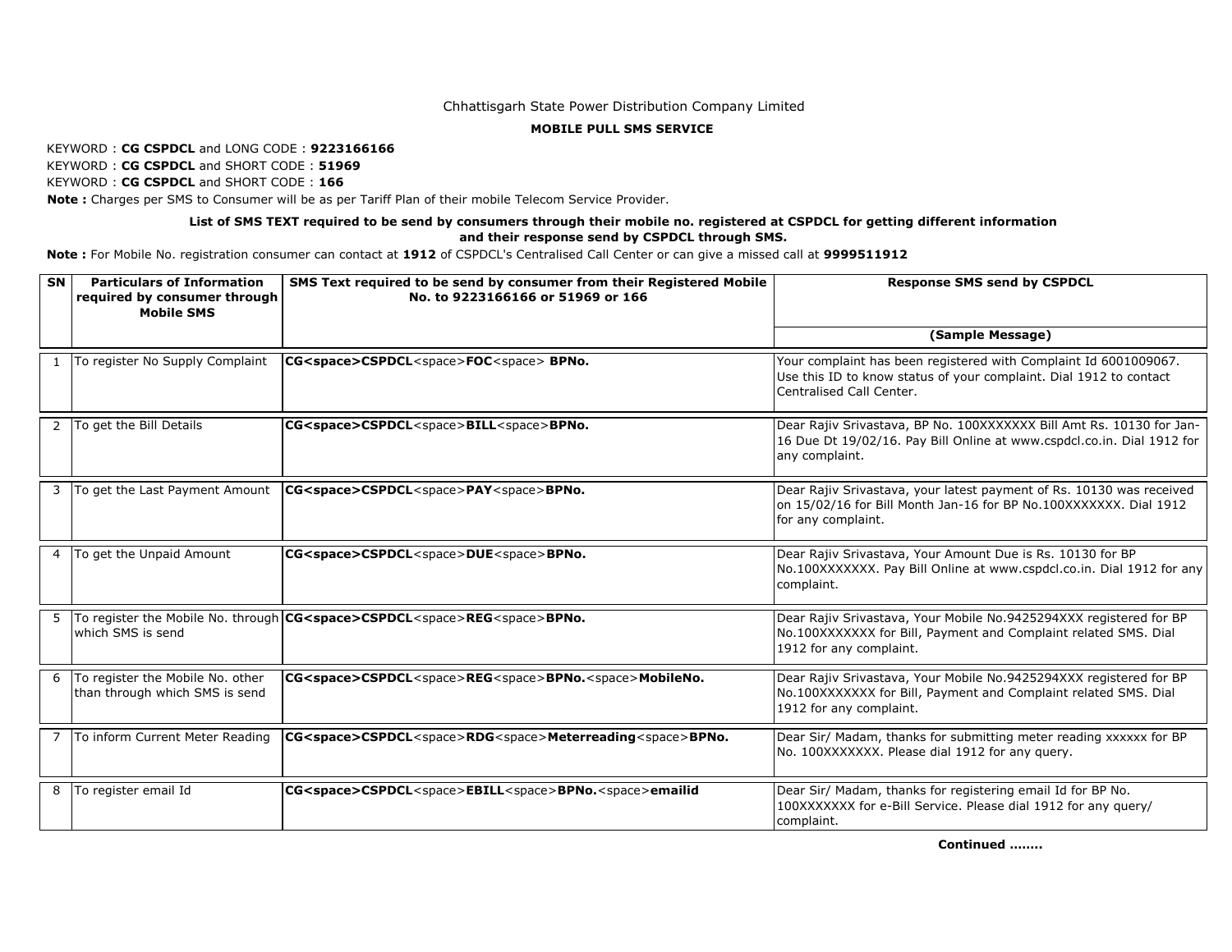Chhattisgarh State Power Distribution Company Limited

**MOBILE PULL SMS SERVICE**

KEYWORD : **CG CSPDCL** and LONG CODE : **9223166166**

KEYWORD : **CG CSPDCL** and SHORT CODE : **51969**

KEYWORD : **CG CSPDCL** and SHORT CODE : **166**

**Note :** Charges per SMS to Consumer will be as per Tariff Plan of their mobile Telecom Service Provider.

**List of SMS TEXT required to be send by consumers through their mobile no. registered at CSPDCL for getting different information and their response send by CSPDCL through SMS.**

**Note :** For Mobile No. registration consumer can contact at **1912** of CSPDCL's Centralised Call Center or can give a missed call at **9999511912**

| SN | Particulars of Information required by consumer through Mobile SMS | SMS Text required to be send by consumer from their Registered Mobile No. to 9223166166 or 51969 or 166 | Response SMS send by CSPDCL (Sample Message) |
|---|---|---|---|
| 1 | To register No Supply Complaint | **CG<space>CSPDCL**<space>**FOC**<space> **BPNo.** | Your complaint has been registered with Complaint Id 6001009067. Use this ID to know status of your complaint. Dial 1912 to contact Centralised Call Center. |
| 2 | To get the Bill Details | **CG<space>CSPDCL**<space>**BILL**<space>**BPNo.** | Dear Rajiv Srivastava, BP No. 100XXXXXXX Bill Amt Rs. 10130 for Jan-16 Due Dt 19/02/16. Pay Bill Online at www.cspdcl.co.in. Dial 1912 for any complaint. |
| 3 | To get the Last Payment Amount | **CG<space>CSPDCL**<space>**PAY**<space>**BPNo.** | Dear Rajiv Srivastava, your latest payment of Rs. 10130 was received on 15/02/16 for Bill Month Jan-16 for BP No.100XXXXXXX. Dial 1912 for any complaint. |
| 4 | To get the Unpaid Amount | **CG<space>CSPDCL**<space>**DUE**<space>**BPNo.** | Dear Rajiv Srivastava, Your Amount Due is Rs. 10130 for BP No.100XXXXXXX. Pay Bill Online at www.cspdcl.co.in. Dial 1912 for any complaint. |
| 5 | To register the Mobile No. through which SMS is send | **CG<space>CSPDCL**<space>**REG**<space>**BPNo.** | Dear Rajiv Srivastava, Your Mobile No.9425294XXX registered for BP No.100XXXXXXX for Bill, Payment and Complaint related SMS. Dial 1912 for any complaint. |
| 6 | To register the Mobile No. other than through which SMS is send | **CG<space>CSPDCL**<space>**REG**<space>**BPNo.**<space>**MobileNo.** | Dear Rajiv Srivastava, Your Mobile No.9425294XXX registered for BP No.100XXXXXXX for Bill, Payment and Complaint related SMS. Dial 1912 for any complaint. |
| 7 | To inform Current Meter Reading | **CG<space>CSPDCL**<space>**RDG**<space>**Meterreading**<space>**BPNo.** | Dear Sir/ Madam, thanks for submitting meter reading xxxxxx for BP No. 100XXXXXXX. Please dial 1912 for any query. |
| 8 | To register email Id | **CG<space>CSPDCL**<space>**EBILL**<space>**BPNo.**<space>**emailid** | Dear Sir/ Madam, thanks for registering email Id for BP No. 100XXXXXXX for e-Bill Service. Please dial 1912 for any query/ complaint. |

**Continued ........**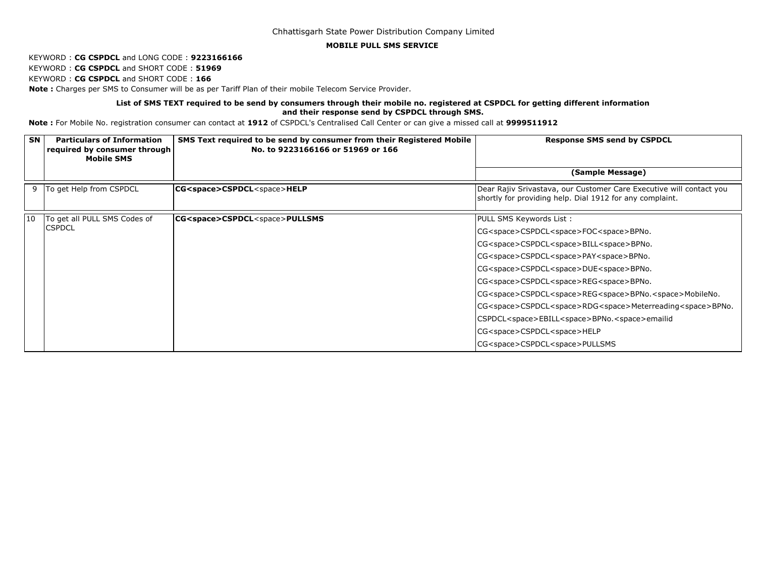Chhattisgarh State Power Distribution Company Limited

**MOBILE PULL SMS SERVICE**

KEYWORD : **CG CSPDCL** and LONG CODE : **9223166166**

KEYWORD : **CG CSPDCL** and SHORT CODE : **51969**

KEYWORD : **CG CSPDCL** and SHORT CODE : **166**

**Note :** Charges per SMS to Consumer will be as per Tariff Plan of their mobile Telecom Service Provider.

**List of SMS TEXT required to be send by consumers through their mobile no. registered at CSPDCL for getting different information and their response send by CSPDCL through SMS.**

**Note :** For Mobile No. registration consumer can contact at **1912** of CSPDCL's Centralised Call Center or can give a missed call at **9999511912**

| SN | Particulars of Information required by consumer through Mobile SMS | SMS Text required to be send by consumer from their Registered Mobile No. to 9223166166 or 51969 or 166 | Response SMS send by CSPDCL (Sample Message) |
|---|---|---|---|
| 9 | To get Help from CSPDCL | **CG<space>CSPDCL**<space>**HELP** | Dear Rajiv Srivastava, our Customer Care Executive will contact you shortly for providing help. Dial 1912 for any complaint. |
| 10 | To get all PULL SMS Codes of CSPDCL | **CG<space>CSPDCL**<space>**PULLSMS** | PULL SMS Keywords List :<br>CG<space>CSPDCL<space>FOC<space>BPNo.<br>CG<space>CSPDCL<space>BILL<space>BPNo.<br>CG<space>CSPDCL<space>PAY<space>BPNo.<br>CG<space>CSPDCL<space>DUE<space>BPNo.<br>CG<space>CSPDCL<space>REG<space>BPNo.<br>CG<space>CSPDCL<space>REG<space>BPNo.<space>MobileNo.<br>CG<space>CSPDCL<space>RDG<space>Meterreading<space>BPNo.<br>CSPDCL<space>EBILL<space>BPNo.<space>emailid<br>CG<space>CSPDCL<space>HELP<br>CG<space>CSPDCL<space>PULLSMS |